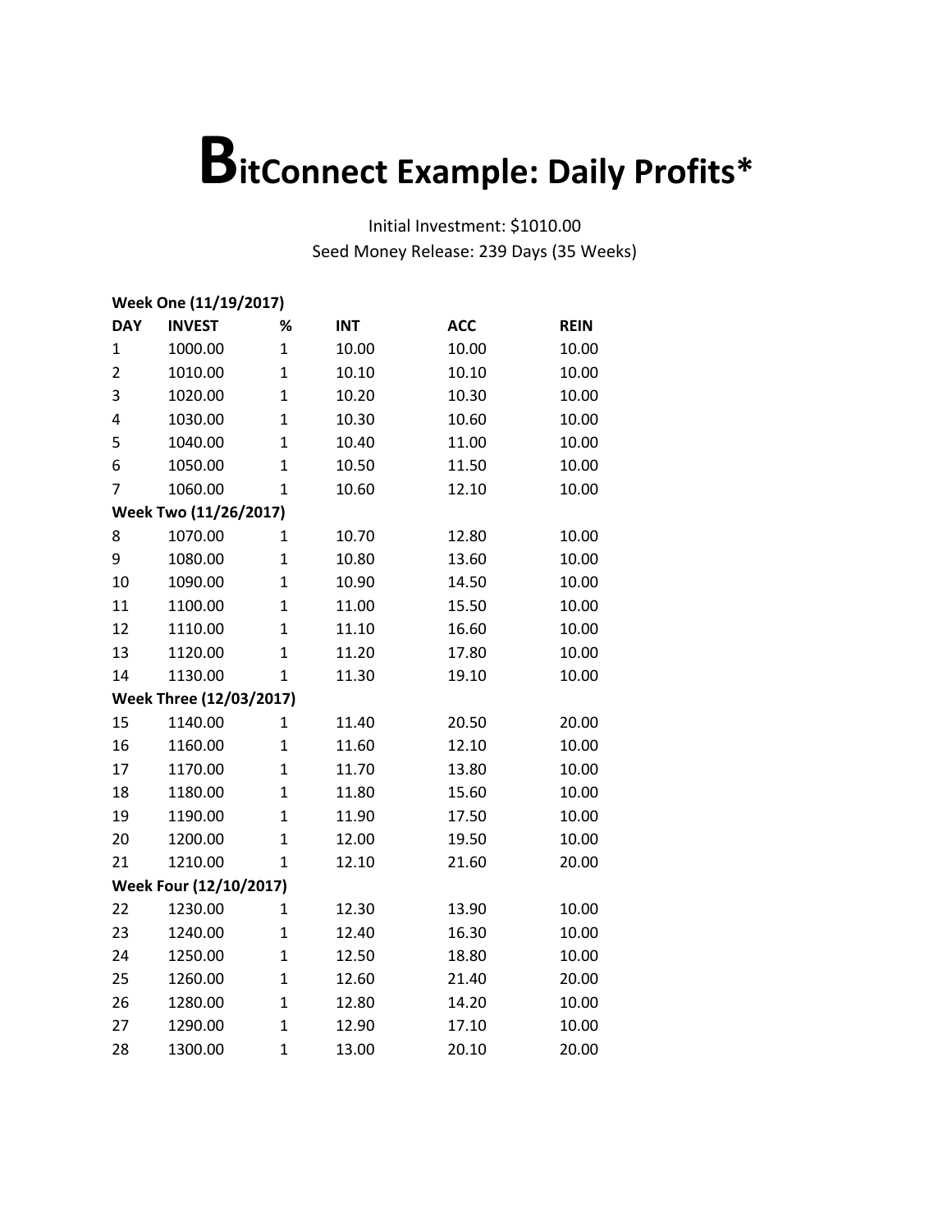# BitConnect Example: Daily Profits*

Initial Investment: $1010.00
Seed Money Release: 239 Days (35 Weeks)

| DAY | INVEST | % | INT | ACC | REIN |
|---|---|---|---|---|---|
| **Week One (11/19/2017)** | | | | | |
| 1 | 1000.00 | 1 | 10.00 | 10.00 | 10.00 |
| 2 | 1010.00 | 1 | 10.10 | 10.10 | 10.00 |
| 3 | 1020.00 | 1 | 10.20 | 10.30 | 10.00 |
| 4 | 1030.00 | 1 | 10.30 | 10.60 | 10.00 |
| 5 | 1040.00 | 1 | 10.40 | 11.00 | 10.00 |
| 6 | 1050.00 | 1 | 10.50 | 11.50 | 10.00 |
| 7 | 1060.00 | 1 | 10.60 | 12.10 | 10.00 |
| **Week Two (11/26/2017)** | | | | | |
| 8 | 1070.00 | 1 | 10.70 | 12.80 | 10.00 |
| 9 | 1080.00 | 1 | 10.80 | 13.60 | 10.00 |
| 10 | 1090.00 | 1 | 10.90 | 14.50 | 10.00 |
| 11 | 1100.00 | 1 | 11.00 | 15.50 | 10.00 |
| 12 | 1110.00 | 1 | 11.10 | 16.60 | 10.00 |
| 13 | 1120.00 | 1 | 11.20 | 17.80 | 10.00 |
| 14 | 1130.00 | 1 | 11.30 | 19.10 | 10.00 |
| **Week Three (12/03/2017)** | | | | | |
| 15 | 1140.00 | 1 | 11.40 | 20.50 | 20.00 |
| 16 | 1160.00 | 1 | 11.60 | 12.10 | 10.00 |
| 17 | 1170.00 | 1 | 11.70 | 13.80 | 10.00 |
| 18 | 1180.00 | 1 | 11.80 | 15.60 | 10.00 |
| 19 | 1190.00 | 1 | 11.90 | 17.50 | 10.00 |
| 20 | 1200.00 | 1 | 12.00 | 19.50 | 10.00 |
| 21 | 1210.00 | 1 | 12.10 | 21.60 | 20.00 |
| **Week Four (12/10/2017)** | | | | | |
| 22 | 1230.00 | 1 | 12.30 | 13.90 | 10.00 |
| 23 | 1240.00 | 1 | 12.40 | 16.30 | 10.00 |
| 24 | 1250.00 | 1 | 12.50 | 18.80 | 10.00 |
| 25 | 1260.00 | 1 | 12.60 | 21.40 | 20.00 |
| 26 | 1280.00 | 1 | 12.80 | 14.20 | 10.00 |
| 27 | 1290.00 | 1 | 12.90 | 17.10 | 10.00 |
| 28 | 1300.00 | 1 | 13.00 | 20.10 | 20.00 |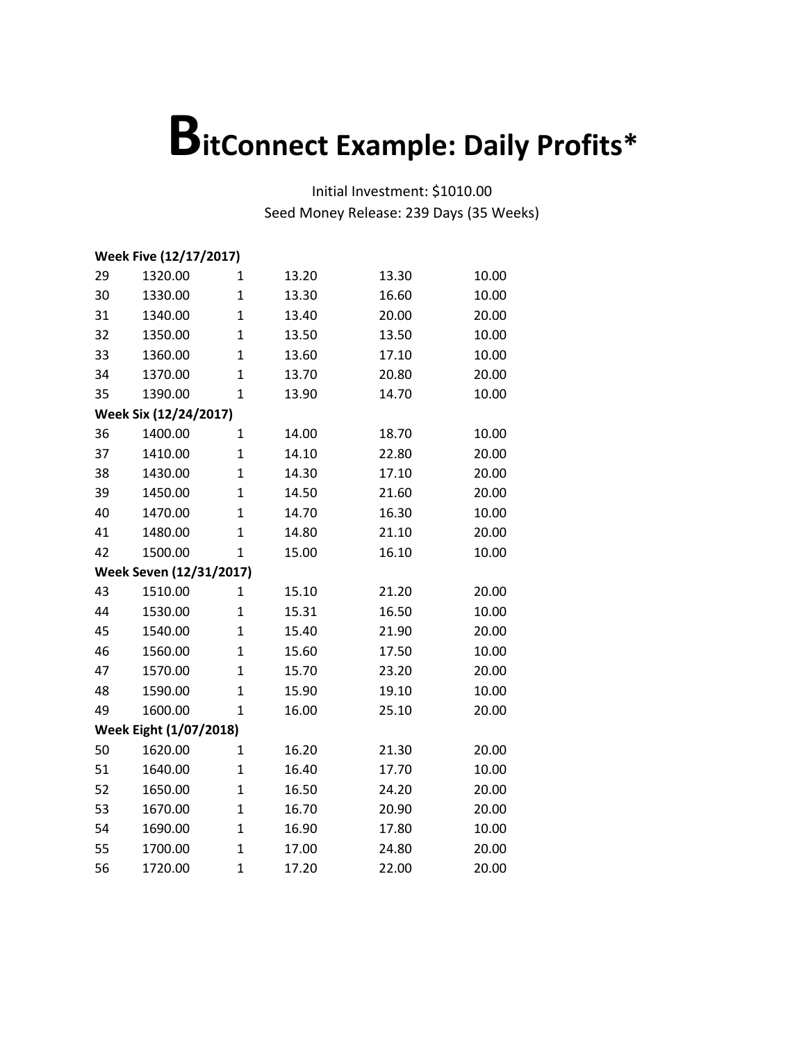# BitConnect Example: Daily Profits*

Initial Investment: $1010.00
Seed Money Release: 239 Days (35 Weeks)

| | | | | | |
|---|---|---|---|---|---|
| **Week Five (12/17/2017)** | | | | | |
| 29 | 1320.00 | 1 | 13.20 | 13.30 | 10.00 |
| 30 | 1330.00 | 1 | 13.30 | 16.60 | 10.00 |
| 31 | 1340.00 | 1 | 13.40 | 20.00 | 20.00 |
| 32 | 1350.00 | 1 | 13.50 | 13.50 | 10.00 |
| 33 | 1360.00 | 1 | 13.60 | 17.10 | 10.00 |
| 34 | 1370.00 | 1 | 13.70 | 20.80 | 20.00 |
| 35 | 1390.00 | 1 | 13.90 | 14.70 | 10.00 |
| **Week Six (12/24/2017)** | | | | | |
| 36 | 1400.00 | 1 | 14.00 | 18.70 | 10.00 |
| 37 | 1410.00 | 1 | 14.10 | 22.80 | 20.00 |
| 38 | 1430.00 | 1 | 14.30 | 17.10 | 20.00 |
| 39 | 1450.00 | 1 | 14.50 | 21.60 | 20.00 |
| 40 | 1470.00 | 1 | 14.70 | 16.30 | 10.00 |
| 41 | 1480.00 | 1 | 14.80 | 21.10 | 20.00 |
| 42 | 1500.00 | 1 | 15.00 | 16.10 | 10.00 |
| **Week Seven (12/31/2017)** | | | | | |
| 43 | 1510.00 | 1 | 15.10 | 21.20 | 20.00 |
| 44 | 1530.00 | 1 | 15.31 | 16.50 | 10.00 |
| 45 | 1540.00 | 1 | 15.40 | 21.90 | 20.00 |
| 46 | 1560.00 | 1 | 15.60 | 17.50 | 10.00 |
| 47 | 1570.00 | 1 | 15.70 | 23.20 | 20.00 |
| 48 | 1590.00 | 1 | 15.90 | 19.10 | 10.00 |
| 49 | 1600.00 | 1 | 16.00 | 25.10 | 20.00 |
| **Week Eight (1/07/2018)** | | | | | |
| 50 | 1620.00 | 1 | 16.20 | 21.30 | 20.00 |
| 51 | 1640.00 | 1 | 16.40 | 17.70 | 10.00 |
| 52 | 1650.00 | 1 | 16.50 | 24.20 | 20.00 |
| 53 | 1670.00 | 1 | 16.70 | 20.90 | 20.00 |
| 54 | 1690.00 | 1 | 16.90 | 17.80 | 10.00 |
| 55 | 1700.00 | 1 | 17.00 | 24.80 | 20.00 |
| 56 | 1720.00 | 1 | 17.20 | 22.00 | 20.00 |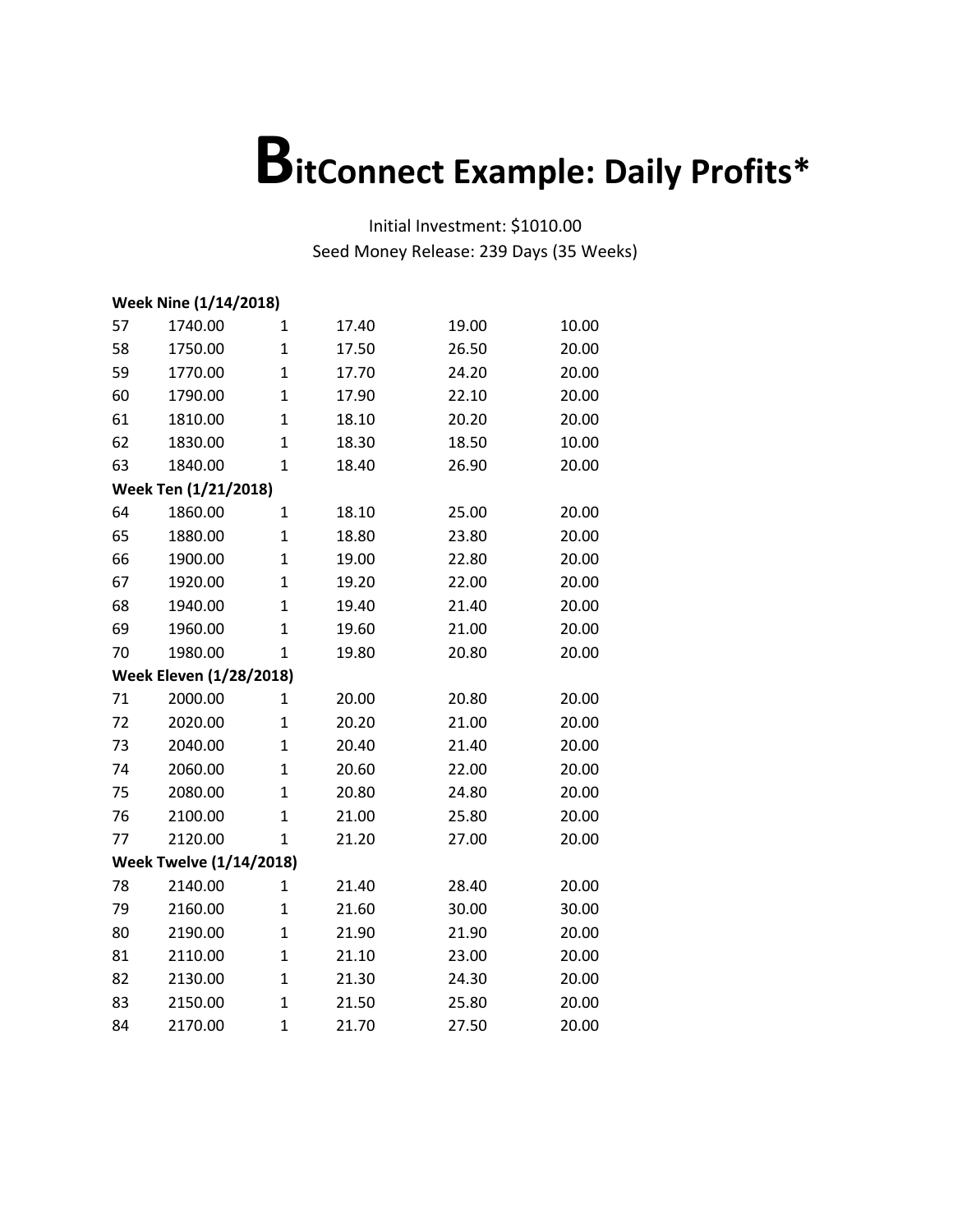# BitConnect Example: Daily Profits*

Initial Investment: $1010.00

Seed Money Release: 239 Days (35 Weeks)

| | | | | | |
|---|---|---|---|---|---|
| **Week Nine (1/14/2018)** | | | | | |
| 57 | 1740.00 | 1 | 17.40 | 19.00 | 10.00 |
| 58 | 1750.00 | 1 | 17.50 | 26.50 | 20.00 |
| 59 | 1770.00 | 1 | 17.70 | 24.20 | 20.00 |
| 60 | 1790.00 | 1 | 17.90 | 22.10 | 20.00 |
| 61 | 1810.00 | 1 | 18.10 | 20.20 | 20.00 |
| 62 | 1830.00 | 1 | 18.30 | 18.50 | 10.00 |
| 63 | 1840.00 | 1 | 18.40 | 26.90 | 20.00 |
| **Week Ten (1/21/2018)** | | | | | |
| 64 | 1860.00 | 1 | 18.10 | 25.00 | 20.00 |
| 65 | 1880.00 | 1 | 18.80 | 23.80 | 20.00 |
| 66 | 1900.00 | 1 | 19.00 | 22.80 | 20.00 |
| 67 | 1920.00 | 1 | 19.20 | 22.00 | 20.00 |
| 68 | 1940.00 | 1 | 19.40 | 21.40 | 20.00 |
| 69 | 1960.00 | 1 | 19.60 | 21.00 | 20.00 |
| 70 | 1980.00 | 1 | 19.80 | 20.80 | 20.00 |
| **Week Eleven (1/28/2018)** | | | | | |
| 71 | 2000.00 | 1 | 20.00 | 20.80 | 20.00 |
| 72 | 2020.00 | 1 | 20.20 | 21.00 | 20.00 |
| 73 | 2040.00 | 1 | 20.40 | 21.40 | 20.00 |
| 74 | 2060.00 | 1 | 20.60 | 22.00 | 20.00 |
| 75 | 2080.00 | 1 | 20.80 | 24.80 | 20.00 |
| 76 | 2100.00 | 1 | 21.00 | 25.80 | 20.00 |
| 77 | 2120.00 | 1 | 21.20 | 27.00 | 20.00 |
| **Week Twelve (1/14/2018)** | | | | | |
| 78 | 2140.00 | 1 | 21.40 | 28.40 | 20.00 |
| 79 | 2160.00 | 1 | 21.60 | 30.00 | 30.00 |
| 80 | 2190.00 | 1 | 21.90 | 21.90 | 20.00 |
| 81 | 2110.00 | 1 | 21.10 | 23.00 | 20.00 |
| 82 | 2130.00 | 1 | 21.30 | 24.30 | 20.00 |
| 83 | 2150.00 | 1 | 21.50 | 25.80 | 20.00 |
| 84 | 2170.00 | 1 | 21.70 | 27.50 | 20.00 |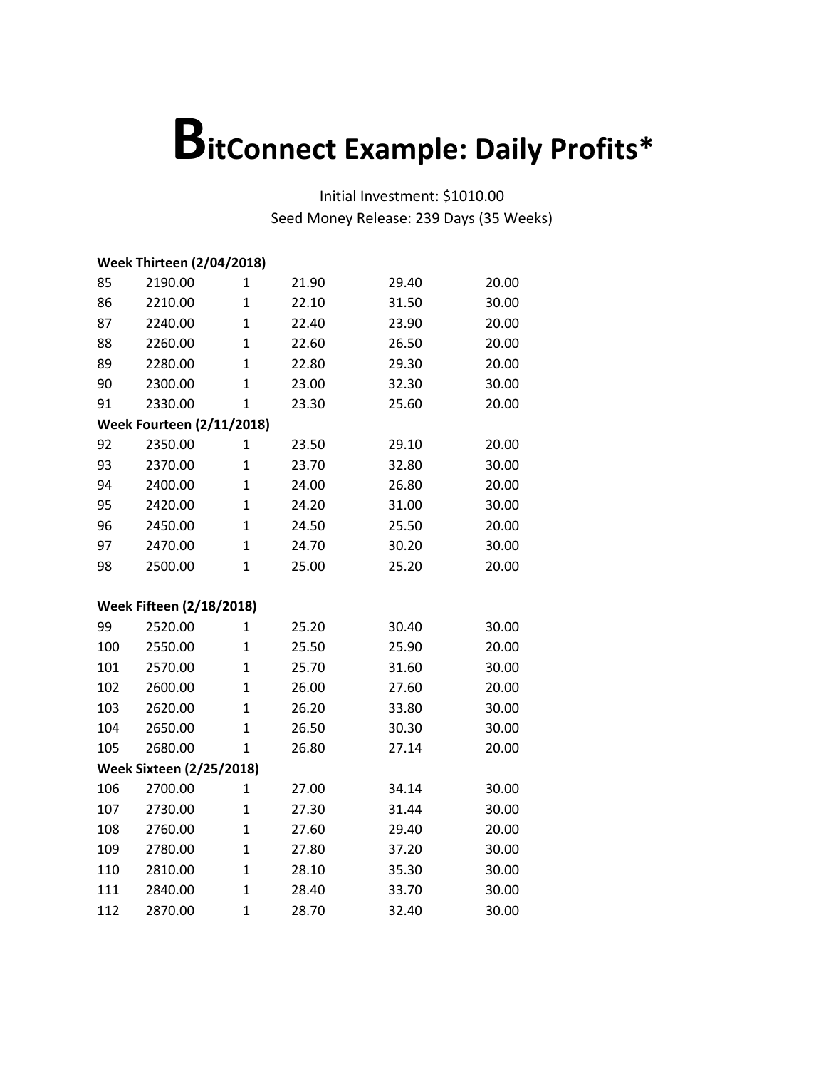# BitConnect Example: Daily Profits*

Initial Investment: $1010.00
Seed Money Release: 239 Days (35 Weeks)

**Week Thirteen (2/04/2018)**

| | | | | | |
|---|---|---|---|---|---|
| 85 | 2190.00 | 1 | 21.90 | 29.40 | 20.00 |
| 86 | 2210.00 | 1 | 22.10 | 31.50 | 30.00 |
| 87 | 2240.00 | 1 | 22.40 | 23.90 | 20.00 |
| 88 | 2260.00 | 1 | 22.60 | 26.50 | 20.00 |
| 89 | 2280.00 | 1 | 22.80 | 29.30 | 20.00 |
| 90 | 2300.00 | 1 | 23.00 | 32.30 | 30.00 |
| 91 | 2330.00 | 1 | 23.30 | 25.60 | 20.00 |

**Week Fourteen (2/11/2018)**

| | | | | | |
|---|---|---|---|---|---|
| 92 | 2350.00 | 1 | 23.50 | 29.10 | 20.00 |
| 93 | 2370.00 | 1 | 23.70 | 32.80 | 30.00 |
| 94 | 2400.00 | 1 | 24.00 | 26.80 | 20.00 |
| 95 | 2420.00 | 1 | 24.20 | 31.00 | 30.00 |
| 96 | 2450.00 | 1 | 24.50 | 25.50 | 20.00 |
| 97 | 2470.00 | 1 | 24.70 | 30.20 | 30.00 |
| 98 | 2500.00 | 1 | 25.00 | 25.20 | 20.00 |

**Week Fifteen (2/18/2018)**

| | | | | | |
|---|---|---|---|---|---|
| 99 | 2520.00 | 1 | 25.20 | 30.40 | 30.00 |
| 100 | 2550.00 | 1 | 25.50 | 25.90 | 20.00 |
| 101 | 2570.00 | 1 | 25.70 | 31.60 | 30.00 |
| 102 | 2600.00 | 1 | 26.00 | 27.60 | 20.00 |
| 103 | 2620.00 | 1 | 26.20 | 33.80 | 30.00 |
| 104 | 2650.00 | 1 | 26.50 | 30.30 | 30.00 |
| 105 | 2680.00 | 1 | 26.80 | 27.14 | 20.00 |

**Week Sixteen (2/25/2018)**

| | | | | | |
|---|---|---|---|---|---|
| 106 | 2700.00 | 1 | 27.00 | 34.14 | 30.00 |
| 107 | 2730.00 | 1 | 27.30 | 31.44 | 30.00 |
| 108 | 2760.00 | 1 | 27.60 | 29.40 | 20.00 |
| 109 | 2780.00 | 1 | 27.80 | 37.20 | 30.00 |
| 110 | 2810.00 | 1 | 28.10 | 35.30 | 30.00 |
| 111 | 2840.00 | 1 | 28.40 | 33.70 | 30.00 |
| 112 | 2870.00 | 1 | 28.70 | 32.40 | 30.00 |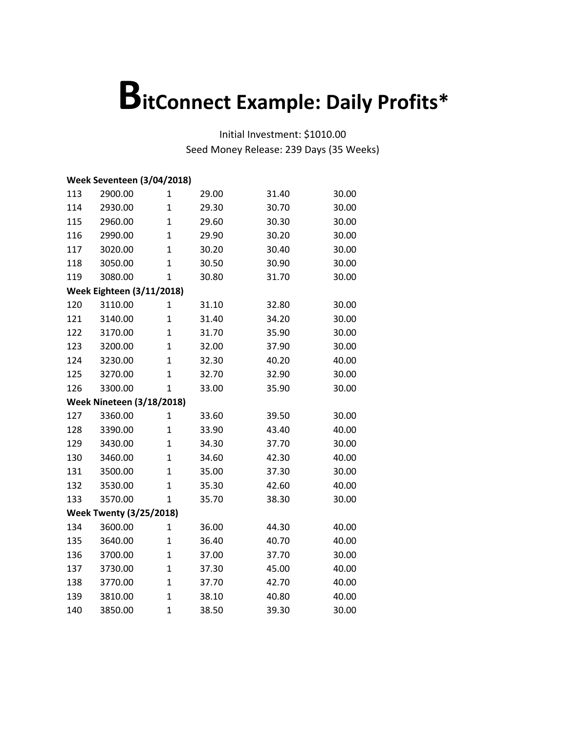# BitConnect Example: Daily Profits*

Initial Investment: $1010.00
Seed Money Release: 239 Days (35 Weeks)

**Week Seventeen (3/04/2018)**

| | | | | | |
|---|---|---|---|---|---|
| 113 | 2900.00 | 1 | 29.00 | 31.40 | 30.00 |
| 114 | 2930.00 | 1 | 29.30 | 30.70 | 30.00 |
| 115 | 2960.00 | 1 | 29.60 | 30.30 | 30.00 |
| 116 | 2990.00 | 1 | 29.90 | 30.20 | 30.00 |
| 117 | 3020.00 | 1 | 30.20 | 30.40 | 30.00 |
| 118 | 3050.00 | 1 | 30.50 | 30.90 | 30.00 |
| 119 | 3080.00 | 1 | 30.80 | 31.70 | 30.00 |

**Week Eighteen (3/11/2018)**

| | | | | | |
|---|---|---|---|---|---|
| 120 | 3110.00 | 1 | 31.10 | 32.80 | 30.00 |
| 121 | 3140.00 | 1 | 31.40 | 34.20 | 30.00 |
| 122 | 3170.00 | 1 | 31.70 | 35.90 | 30.00 |
| 123 | 3200.00 | 1 | 32.00 | 37.90 | 30.00 |
| 124 | 3230.00 | 1 | 32.30 | 40.20 | 40.00 |
| 125 | 3270.00 | 1 | 32.70 | 32.90 | 30.00 |
| 126 | 3300.00 | 1 | 33.00 | 35.90 | 30.00 |

**Week Nineteen (3/18/2018)**

| | | | | | |
|---|---|---|---|---|---|
| 127 | 3360.00 | 1 | 33.60 | 39.50 | 30.00 |
| 128 | 3390.00 | 1 | 33.90 | 43.40 | 40.00 |
| 129 | 3430.00 | 1 | 34.30 | 37.70 | 30.00 |
| 130 | 3460.00 | 1 | 34.60 | 42.30 | 40.00 |
| 131 | 3500.00 | 1 | 35.00 | 37.30 | 30.00 |
| 132 | 3530.00 | 1 | 35.30 | 42.60 | 40.00 |
| 133 | 3570.00 | 1 | 35.70 | 38.30 | 30.00 |

**Week Twenty (3/25/2018)**

| | | | | | |
|---|---|---|---|---|---|
| 134 | 3600.00 | 1 | 36.00 | 44.30 | 40.00 |
| 135 | 3640.00 | 1 | 36.40 | 40.70 | 40.00 |
| 136 | 3700.00 | 1 | 37.00 | 37.70 | 30.00 |
| 137 | 3730.00 | 1 | 37.30 | 45.00 | 40.00 |
| 138 | 3770.00 | 1 | 37.70 | 42.70 | 40.00 |
| 139 | 3810.00 | 1 | 38.10 | 40.80 | 40.00 |
| 140 | 3850.00 | 1 | 38.50 | 39.30 | 30.00 |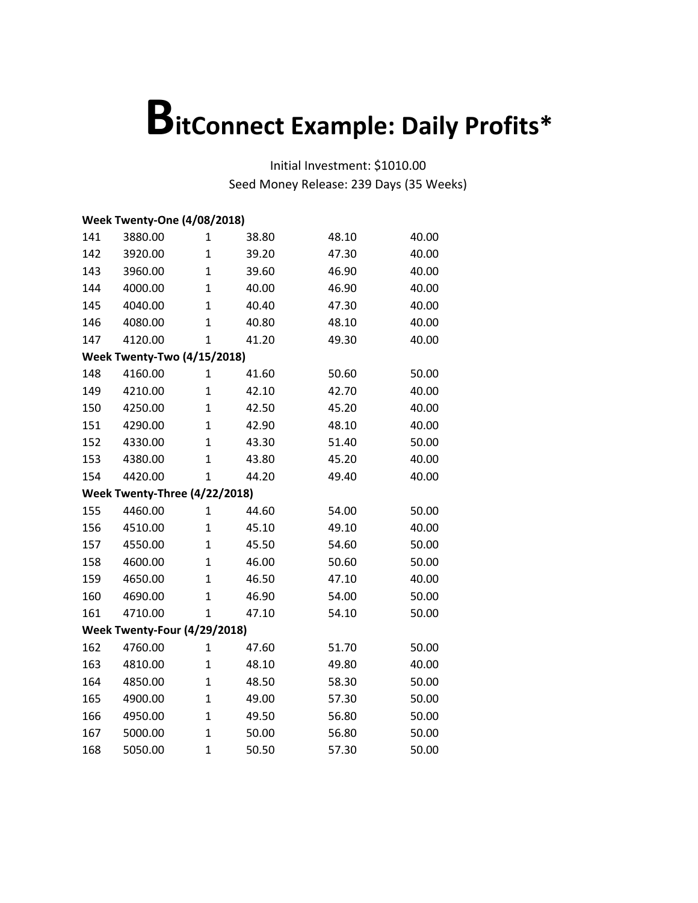# BitConnect Example: Daily Profits*

Initial Investment: $1010.00
Seed Money Release: 239 Days (35 Weeks)

| | | | | | |
|---|---|---|---|---|---|
| **Week Twenty-One (4/08/2018)** | | | | | |
| 141 | 3880.00 | 1 | 38.80 | 48.10 | 40.00 |
| 142 | 3920.00 | 1 | 39.20 | 47.30 | 40.00 |
| 143 | 3960.00 | 1 | 39.60 | 46.90 | 40.00 |
| 144 | 4000.00 | 1 | 40.00 | 46.90 | 40.00 |
| 145 | 4040.00 | 1 | 40.40 | 47.30 | 40.00 |
| 146 | 4080.00 | 1 | 40.80 | 48.10 | 40.00 |
| 147 | 4120.00 | 1 | 41.20 | 49.30 | 40.00 |
| **Week Twenty-Two (4/15/2018)** | | | | | |
| 148 | 4160.00 | 1 | 41.60 | 50.60 | 50.00 |
| 149 | 4210.00 | 1 | 42.10 | 42.70 | 40.00 |
| 150 | 4250.00 | 1 | 42.50 | 45.20 | 40.00 |
| 151 | 4290.00 | 1 | 42.90 | 48.10 | 40.00 |
| 152 | 4330.00 | 1 | 43.30 | 51.40 | 50.00 |
| 153 | 4380.00 | 1 | 43.80 | 45.20 | 40.00 |
| 154 | 4420.00 | 1 | 44.20 | 49.40 | 40.00 |
| **Week Twenty-Three (4/22/2018)** | | | | | |
| 155 | 4460.00 | 1 | 44.60 | 54.00 | 50.00 |
| 156 | 4510.00 | 1 | 45.10 | 49.10 | 40.00 |
| 157 | 4550.00 | 1 | 45.50 | 54.60 | 50.00 |
| 158 | 4600.00 | 1 | 46.00 | 50.60 | 50.00 |
| 159 | 4650.00 | 1 | 46.50 | 47.10 | 40.00 |
| 160 | 4690.00 | 1 | 46.90 | 54.00 | 50.00 |
| 161 | 4710.00 | 1 | 47.10 | 54.10 | 50.00 |
| **Week Twenty-Four (4/29/2018)** | | | | | |
| 162 | 4760.00 | 1 | 47.60 | 51.70 | 50.00 |
| 163 | 4810.00 | 1 | 48.10 | 49.80 | 40.00 |
| 164 | 4850.00 | 1 | 48.50 | 58.30 | 50.00 |
| 165 | 4900.00 | 1 | 49.00 | 57.30 | 50.00 |
| 166 | 4950.00 | 1 | 49.50 | 56.80 | 50.00 |
| 167 | 5000.00 | 1 | 50.00 | 56.80 | 50.00 |
| 168 | 5050.00 | 1 | 50.50 | 57.30 | 50.00 |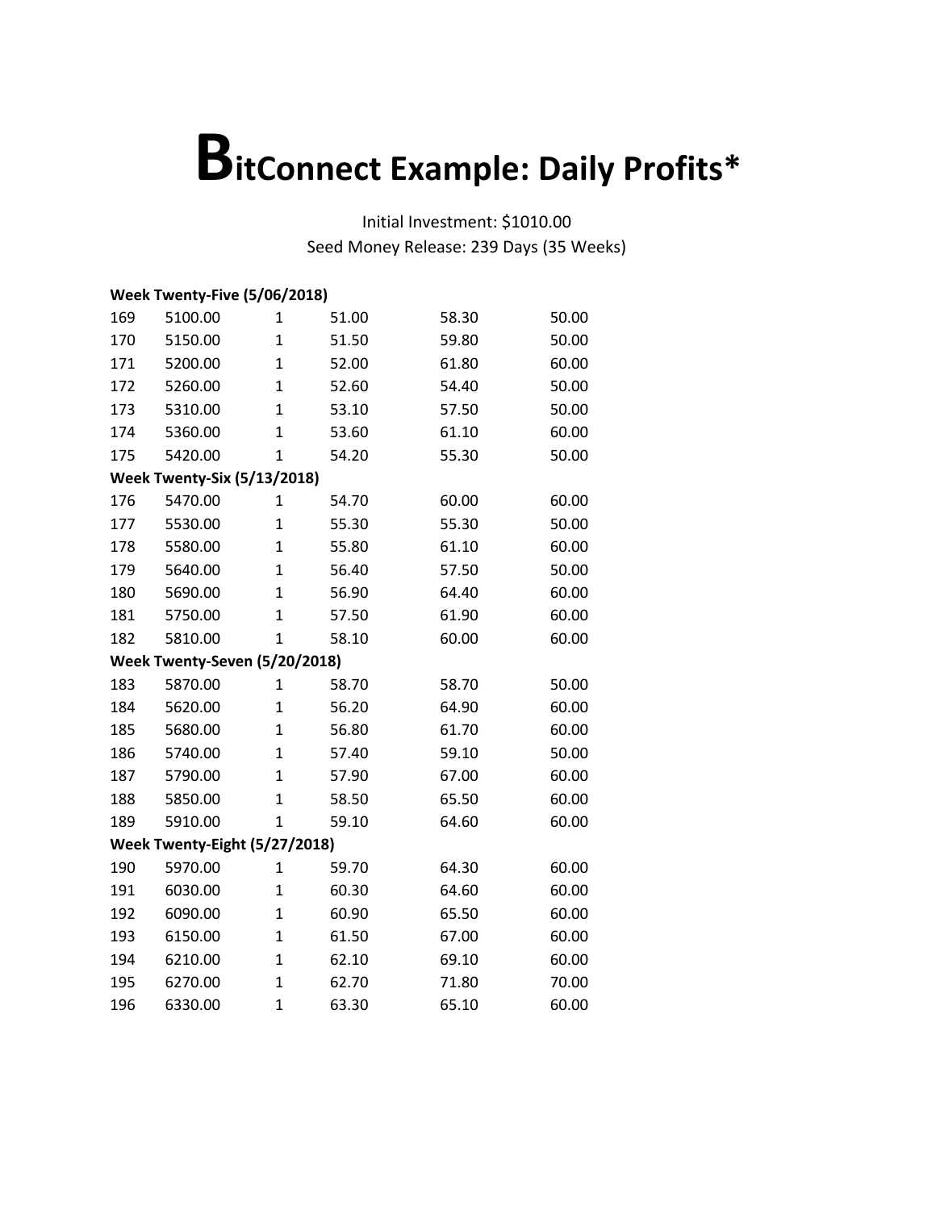# BitConnect Example: Daily Profits*

Initial Investment: $1010.00

Seed Money Release: 239 Days (35 Weeks)

**Week Twenty-Five (5/06/2018)**

| | | | | | |
|---|---|---|---|---|---|
| 169 | 5100.00 | 1 | 51.00 | 58.30 | 50.00 |
| 170 | 5150.00 | 1 | 51.50 | 59.80 | 50.00 |
| 171 | 5200.00 | 1 | 52.00 | 61.80 | 60.00 |
| 172 | 5260.00 | 1 | 52.60 | 54.40 | 50.00 |
| 173 | 5310.00 | 1 | 53.10 | 57.50 | 50.00 |
| 174 | 5360.00 | 1 | 53.60 | 61.10 | 60.00 |
| 175 | 5420.00 | 1 | 54.20 | 55.30 | 50.00 |

**Week Twenty-Six (5/13/2018)**

| | | | | | |
|---|---|---|---|---|---|
| 176 | 5470.00 | 1 | 54.70 | 60.00 | 60.00 |
| 177 | 5530.00 | 1 | 55.30 | 55.30 | 50.00 |
| 178 | 5580.00 | 1 | 55.80 | 61.10 | 60.00 |
| 179 | 5640.00 | 1 | 56.40 | 57.50 | 50.00 |
| 180 | 5690.00 | 1 | 56.90 | 64.40 | 60.00 |
| 181 | 5750.00 | 1 | 57.50 | 61.90 | 60.00 |
| 182 | 5810.00 | 1 | 58.10 | 60.00 | 60.00 |

**Week Twenty-Seven (5/20/2018)**

| | | | | | |
|---|---|---|---|---|---|
| 183 | 5870.00 | 1 | 58.70 | 58.70 | 50.00 |
| 184 | 5620.00 | 1 | 56.20 | 64.90 | 60.00 |
| 185 | 5680.00 | 1 | 56.80 | 61.70 | 60.00 |
| 186 | 5740.00 | 1 | 57.40 | 59.10 | 50.00 |
| 187 | 5790.00 | 1 | 57.90 | 67.00 | 60.00 |
| 188 | 5850.00 | 1 | 58.50 | 65.50 | 60.00 |
| 189 | 5910.00 | 1 | 59.10 | 64.60 | 60.00 |

**Week Twenty-Eight (5/27/2018)**

| | | | | | |
|---|---|---|---|---|---|
| 190 | 5970.00 | 1 | 59.70 | 64.30 | 60.00 |
| 191 | 6030.00 | 1 | 60.30 | 64.60 | 60.00 |
| 192 | 6090.00 | 1 | 60.90 | 65.50 | 60.00 |
| 193 | 6150.00 | 1 | 61.50 | 67.00 | 60.00 |
| 194 | 6210.00 | 1 | 62.10 | 69.10 | 60.00 |
| 195 | 6270.00 | 1 | 62.70 | 71.80 | 70.00 |
| 196 | 6330.00 | 1 | 63.30 | 65.10 | 60.00 |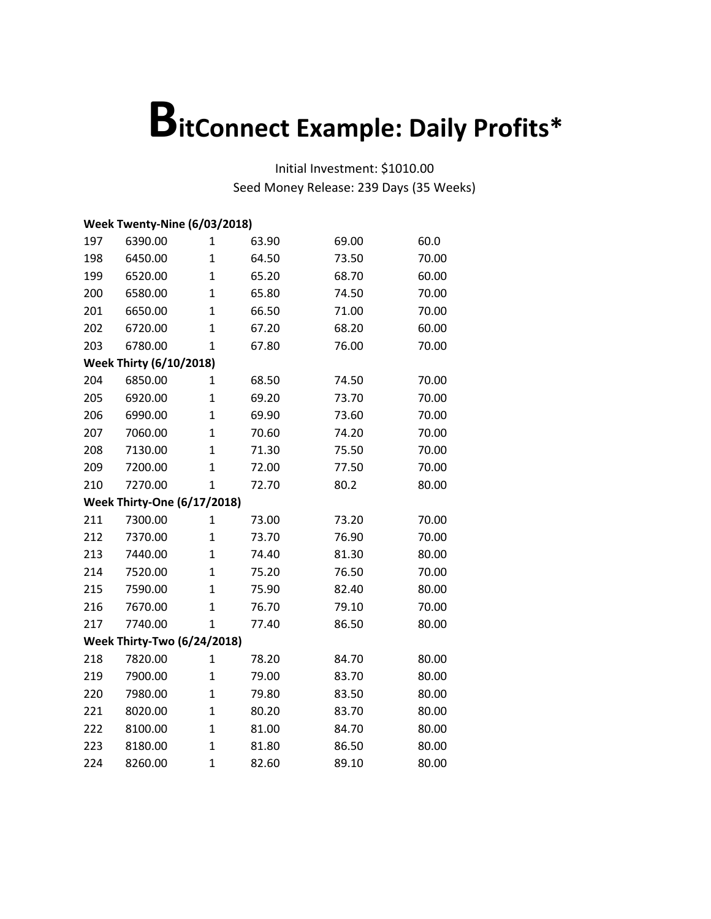# BitConnect Example: Daily Profits*

Initial Investment: $1010.00

Seed Money Release: 239 Days (35 Weeks)

| | | | | | |
|---|---|---|---|---|---|
| **Week Twenty-Nine (6/03/2018)** | | | | | |
| 197 | 6390.00 | 1 | 63.90 | 69.00 | 60.0 |
| 198 | 6450.00 | 1 | 64.50 | 73.50 | 70.00 |
| 199 | 6520.00 | 1 | 65.20 | 68.70 | 60.00 |
| 200 | 6580.00 | 1 | 65.80 | 74.50 | 70.00 |
| 201 | 6650.00 | 1 | 66.50 | 71.00 | 70.00 |
| 202 | 6720.00 | 1 | 67.20 | 68.20 | 60.00 |
| 203 | 6780.00 | 1 | 67.80 | 76.00 | 70.00 |
| **Week Thirty (6/10/2018)** | | | | | |
| 204 | 6850.00 | 1 | 68.50 | 74.50 | 70.00 |
| 205 | 6920.00 | 1 | 69.20 | 73.70 | 70.00 |
| 206 | 6990.00 | 1 | 69.90 | 73.60 | 70.00 |
| 207 | 7060.00 | 1 | 70.60 | 74.20 | 70.00 |
| 208 | 7130.00 | 1 | 71.30 | 75.50 | 70.00 |
| 209 | 7200.00 | 1 | 72.00 | 77.50 | 70.00 |
| 210 | 7270.00 | 1 | 72.70 | 80.2 | 80.00 |
| **Week Thirty-One (6/17/2018)** | | | | | |
| 211 | 7300.00 | 1 | 73.00 | 73.20 | 70.00 |
| 212 | 7370.00 | 1 | 73.70 | 76.90 | 70.00 |
| 213 | 7440.00 | 1 | 74.40 | 81.30 | 80.00 |
| 214 | 7520.00 | 1 | 75.20 | 76.50 | 70.00 |
| 215 | 7590.00 | 1 | 75.90 | 82.40 | 80.00 |
| 216 | 7670.00 | 1 | 76.70 | 79.10 | 70.00 |
| 217 | 7740.00 | 1 | 77.40 | 86.50 | 80.00 |
| **Week Thirty-Two (6/24/2018)** | | | | | |
| 218 | 7820.00 | 1 | 78.20 | 84.70 | 80.00 |
| 219 | 7900.00 | 1 | 79.00 | 83.70 | 80.00 |
| 220 | 7980.00 | 1 | 79.80 | 83.50 | 80.00 |
| 221 | 8020.00 | 1 | 80.20 | 83.70 | 80.00 |
| 222 | 8100.00 | 1 | 81.00 | 84.70 | 80.00 |
| 223 | 8180.00 | 1 | 81.80 | 86.50 | 80.00 |
| 224 | 8260.00 | 1 | 82.60 | 89.10 | 80.00 |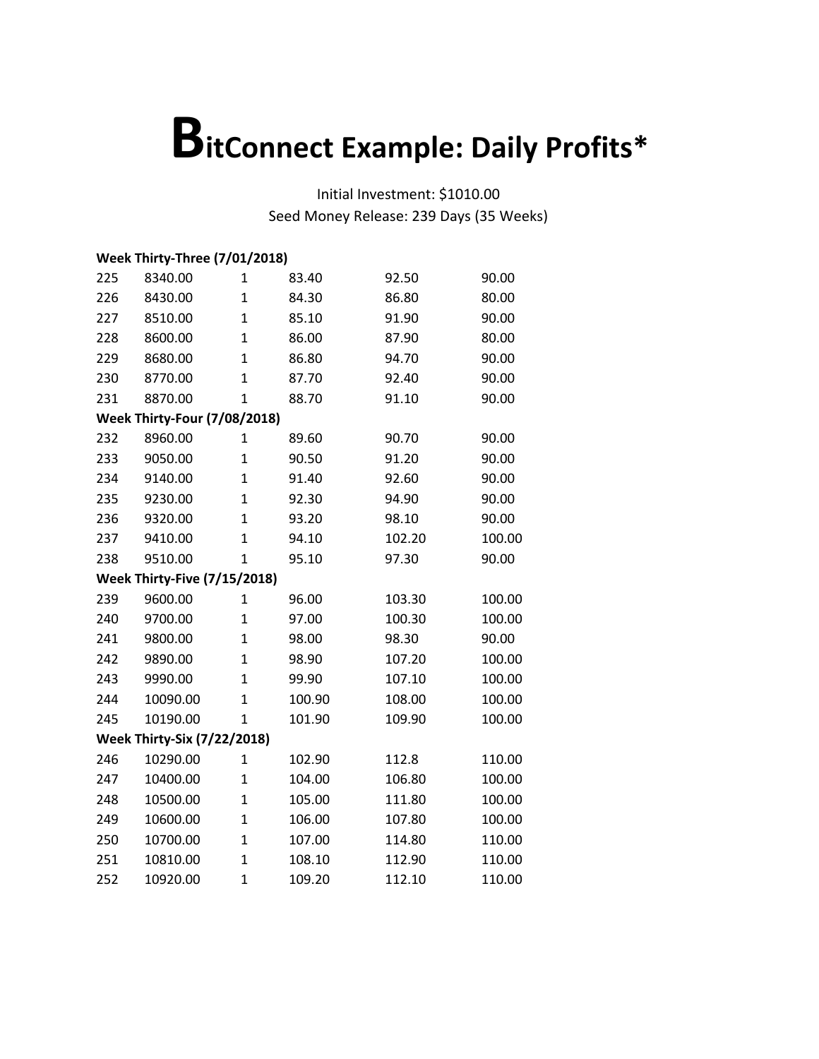# BitConnect Example: Daily Profits*

Initial Investment: $1010.00

Seed Money Release: 239 Days (35 Weeks)

| | | | | | |
|---|---|---|---|---|---|
| **Week Thirty-Three (7/01/2018)** | | | | | |
| 225 | 8340.00 | 1 | 83.40 | 92.50 | 90.00 |
| 226 | 8430.00 | 1 | 84.30 | 86.80 | 80.00 |
| 227 | 8510.00 | 1 | 85.10 | 91.90 | 90.00 |
| 228 | 8600.00 | 1 | 86.00 | 87.90 | 80.00 |
| 229 | 8680.00 | 1 | 86.80 | 94.70 | 90.00 |
| 230 | 8770.00 | 1 | 87.70 | 92.40 | 90.00 |
| 231 | 8870.00 | 1 | 88.70 | 91.10 | 90.00 |
| **Week Thirty-Four (7/08/2018)** | | | | | |
| 232 | 8960.00 | 1 | 89.60 | 90.70 | 90.00 |
| 233 | 9050.00 | 1 | 90.50 | 91.20 | 90.00 |
| 234 | 9140.00 | 1 | 91.40 | 92.60 | 90.00 |
| 235 | 9230.00 | 1 | 92.30 | 94.90 | 90.00 |
| 236 | 9320.00 | 1 | 93.20 | 98.10 | 90.00 |
| 237 | 9410.00 | 1 | 94.10 | 102.20 | 100.00 |
| 238 | 9510.00 | 1 | 95.10 | 97.30 | 90.00 |
| **Week Thirty-Five (7/15/2018)** | | | | | |
| 239 | 9600.00 | 1 | 96.00 | 103.30 | 100.00 |
| 240 | 9700.00 | 1 | 97.00 | 100.30 | 100.00 |
| 241 | 9800.00 | 1 | 98.00 | 98.30 | 90.00 |
| 242 | 9890.00 | 1 | 98.90 | 107.20 | 100.00 |
| 243 | 9990.00 | 1 | 99.90 | 107.10 | 100.00 |
| 244 | 10090.00 | 1 | 100.90 | 108.00 | 100.00 |
| 245 | 10190.00 | 1 | 101.90 | 109.90 | 100.00 |
| **Week Thirty-Six (7/22/2018)** | | | | | |
| 246 | 10290.00 | 1 | 102.90 | 112.8 | 110.00 |
| 247 | 10400.00 | 1 | 104.00 | 106.80 | 100.00 |
| 248 | 10500.00 | 1 | 105.00 | 111.80 | 100.00 |
| 249 | 10600.00 | 1 | 106.00 | 107.80 | 100.00 |
| 250 | 10700.00 | 1 | 107.00 | 114.80 | 110.00 |
| 251 | 10810.00 | 1 | 108.10 | 112.90 | 110.00 |
| 252 | 10920.00 | 1 | 109.20 | 112.10 | 110.00 |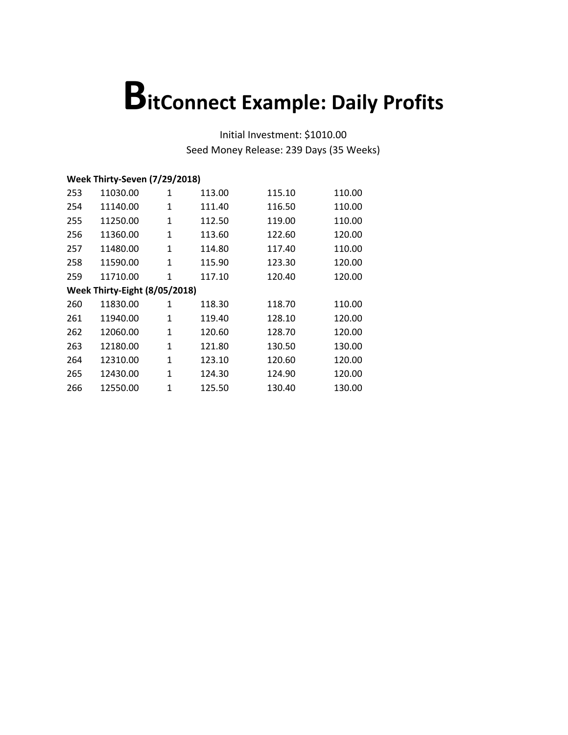# BitConnect Example: Daily Profits

Initial Investment: $1010.00

Seed Money Release: 239 Days (35 Weeks)

| | | | | | |
|---|---|---|---|---|---|
| **Week Thirty-Seven (7/29/2018)** | | | | | |
| 253 | 11030.00 | 1 | 113.00 | 115.10 | 110.00 |
| 254 | 11140.00 | 1 | 111.40 | 116.50 | 110.00 |
| 255 | 11250.00 | 1 | 112.50 | 119.00 | 110.00 |
| 256 | 11360.00 | 1 | 113.60 | 122.60 | 120.00 |
| 257 | 11480.00 | 1 | 114.80 | 117.40 | 110.00 |
| 258 | 11590.00 | 1 | 115.90 | 123.30 | 120.00 |
| 259 | 11710.00 | 1 | 117.10 | 120.40 | 120.00 |
| **Week Thirty-Eight (8/05/2018)** | | | | | |
| 260 | 11830.00 | 1 | 118.30 | 118.70 | 110.00 |
| 261 | 11940.00 | 1 | 119.40 | 128.10 | 120.00 |
| 262 | 12060.00 | 1 | 120.60 | 128.70 | 120.00 |
| 263 | 12180.00 | 1 | 121.80 | 130.50 | 130.00 |
| 264 | 12310.00 | 1 | 123.10 | 120.60 | 120.00 |
| 265 | 12430.00 | 1 | 124.30 | 124.90 | 120.00 |
| 266 | 12550.00 | 1 | 125.50 | 130.40 | 130.00 |